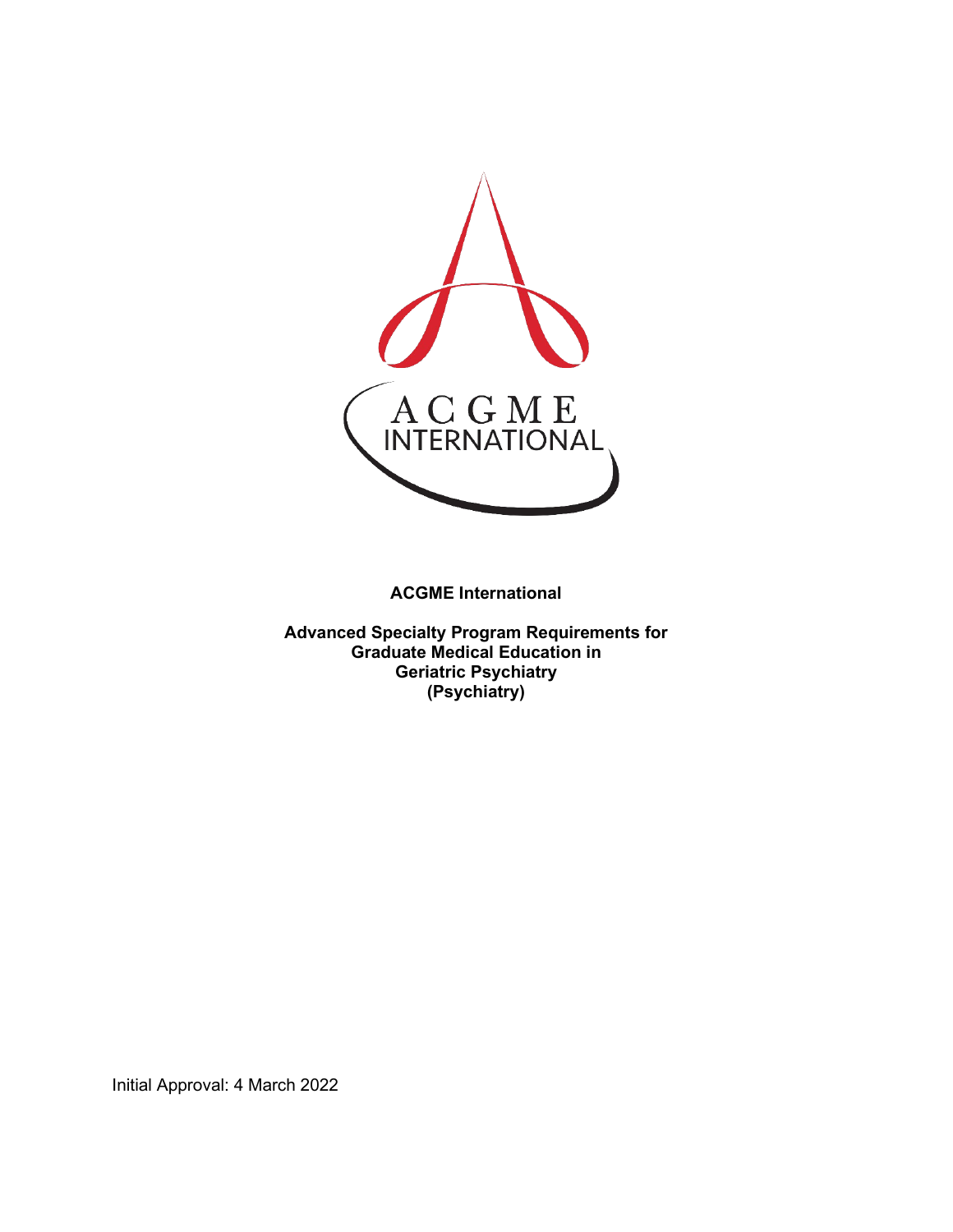**ACGME International**

**Advanced Specialty Program Requirements for Graduate Medical Education in Geriatric Psychiatry (Psychiatry)**

Initial Approval: 4 March 2022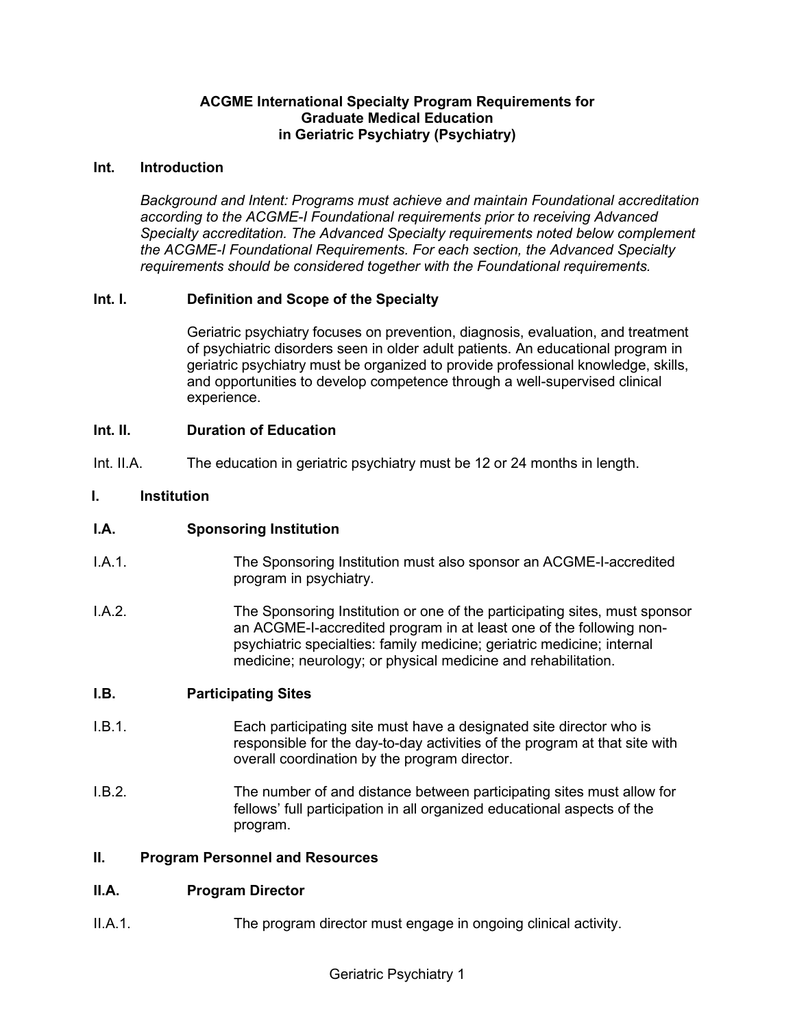# ACGME International Specialty Program Requirements for Graduate Medical Education in Geriatric Psychiatry (Psychiatry)

## Int. Introduction

*Background and Intent: Programs must achieve and maintain Foundational accreditation according to the ACGME-I Foundational requirements prior to receiving Advanced Specialty accreditation. The Advanced Specialty requirements noted below complement the ACGME-I Foundational Requirements. For each section, the Advanced Specialty requirements should be considered together with the Foundational requirements.*

### Int. I. Definition and Scope of the Specialty

Geriatric psychiatry focuses on prevention, diagnosis, evaluation, and treatment of psychiatric disorders seen in older adult patients. An educational program in geriatric psychiatry must be organized to provide professional knowledge, skills, and opportunities to develop competence through a well-supervised clinical experience.

### Int. II. Duration of Education

Int. II.A. The education in geriatric psychiatry must be 12 or 24 months in length.

## I. Institution

### I.A. Sponsoring Institution

I.A.1. The Sponsoring Institution must also sponsor an ACGME-I-accredited program in psychiatry.

I.A.2. The Sponsoring Institution or one of the participating sites, must sponsor an ACGME-I-accredited program in at least one of the following non-psychiatric specialties: family medicine; geriatric medicine; internal medicine; neurology; or physical medicine and rehabilitation.

### I.B. Participating Sites

I.B.1. Each participating site must have a designated site director who is responsible for the day-to-day activities of the program at that site with overall coordination by the program director.

I.B.2. The number of and distance between participating sites must allow for fellows' full participation in all organized educational aspects of the program.

## II. Program Personnel and Resources

### II.A. Program Director

II.A.1. The program director must engage in ongoing clinical activity.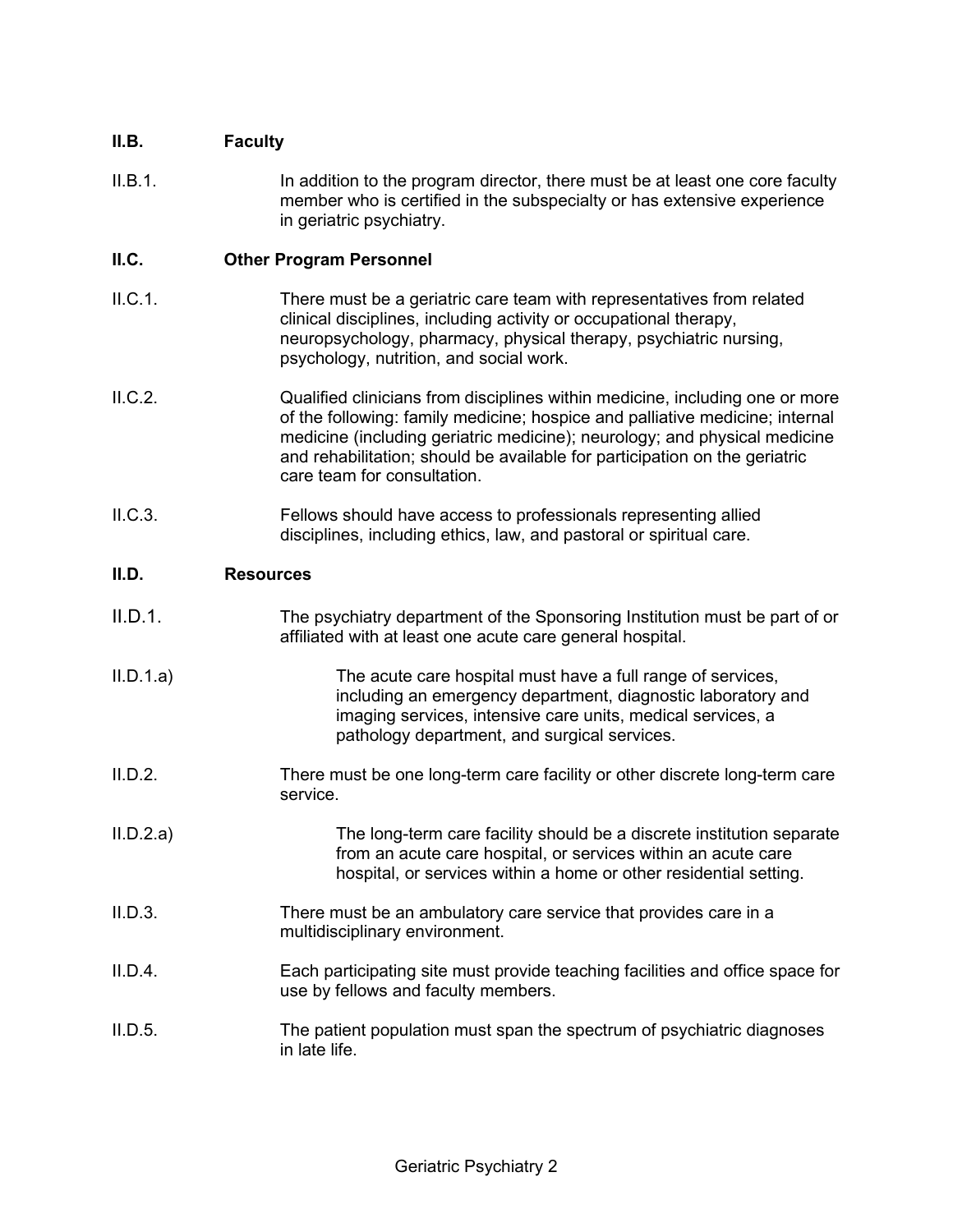**II.B. Faculty**

II.B.1. In addition to the program director, there must be at least one core faculty member who is certified in the subspecialty or has extensive experience in geriatric psychiatry.

**II.C. Other Program Personnel**

II.C.1. There must be a geriatric care team with representatives from related clinical disciplines, including activity or occupational therapy, neuropsychology, pharmacy, physical therapy, psychiatric nursing, psychology, nutrition, and social work.

II.C.2. Qualified clinicians from disciplines within medicine, including one or more of the following: family medicine; hospice and palliative medicine; internal medicine (including geriatric medicine); neurology; and physical medicine and rehabilitation; should be available for participation on the geriatric care team for consultation.

II.C.3. Fellows should have access to professionals representing allied disciplines, including ethics, law, and pastoral or spiritual care.

**II.D. Resources**

II.D.1. The psychiatry department of the Sponsoring Institution must be part of or affiliated with at least one acute care general hospital.

II.D.1.a) The acute care hospital must have a full range of services, including an emergency department, diagnostic laboratory and imaging services, intensive care units, medical services, a pathology department, and surgical services.

II.D.2. There must be one long-term care facility or other discrete long-term care service.

II.D.2.a) The long-term care facility should be a discrete institution separate from an acute care hospital, or services within an acute care hospital, or services within a home or other residential setting.

II.D.3. There must be an ambulatory care service that provides care in a multidisciplinary environment.

II.D.4. Each participating site must provide teaching facilities and office space for use by fellows and faculty members.

II.D.5. The patient population must span the spectrum of psychiatric diagnoses in late life.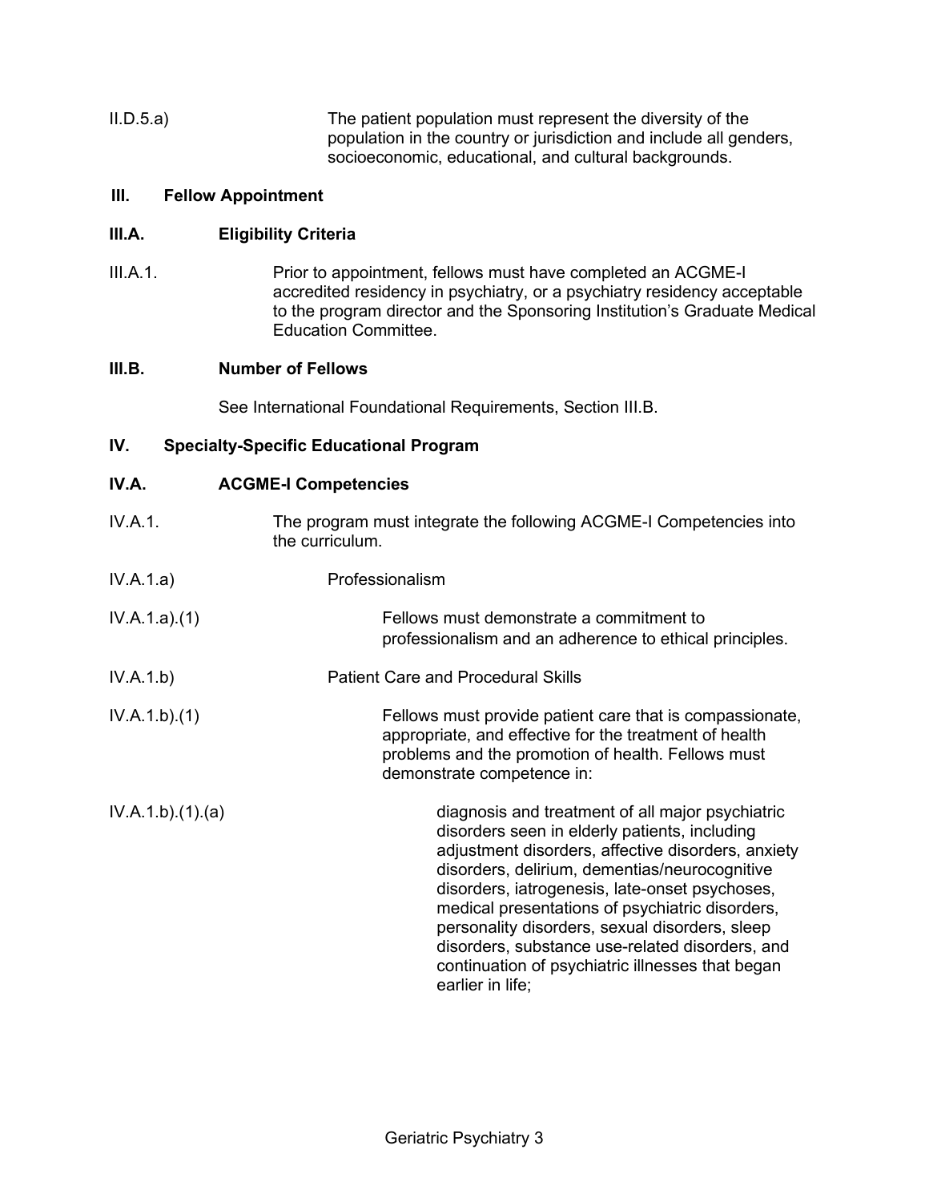II.D.5.a) The patient population must represent the diversity of the population in the country or jurisdiction and include all genders, socioeconomic, educational, and cultural backgrounds.

## III. Fellow Appointment

### III.A. Eligibility Criteria

III.A.1. Prior to appointment, fellows must have completed an ACGME-I accredited residency in psychiatry, or a psychiatry residency acceptable to the program director and the Sponsoring Institution's Graduate Medical Education Committee.

### III.B. Number of Fellows

See International Foundational Requirements, Section III.B.

## IV. Specialty-Specific Educational Program

### IV.A. ACGME-I Competencies

IV.A.1. The program must integrate the following ACGME-I Competencies into the curriculum.

IV.A.1.a) Professionalism

IV.A.1.a).(1) Fellows must demonstrate a commitment to professionalism and an adherence to ethical principles.

IV.A.1.b) Patient Care and Procedural Skills

IV.A.1.b).(1) Fellows must provide patient care that is compassionate, appropriate, and effective for the treatment of health problems and the promotion of health. Fellows must demonstrate competence in:

IV.A.1.b).(1).(a) diagnosis and treatment of all major psychiatric disorders seen in elderly patients, including adjustment disorders, affective disorders, anxiety disorders, delirium, dementias/neurocognitive disorders, iatrogenesis, late-onset psychoses, medical presentations of psychiatric disorders, personality disorders, sexual disorders, sleep disorders, substance use-related disorders, and continuation of psychiatric illnesses that began earlier in life;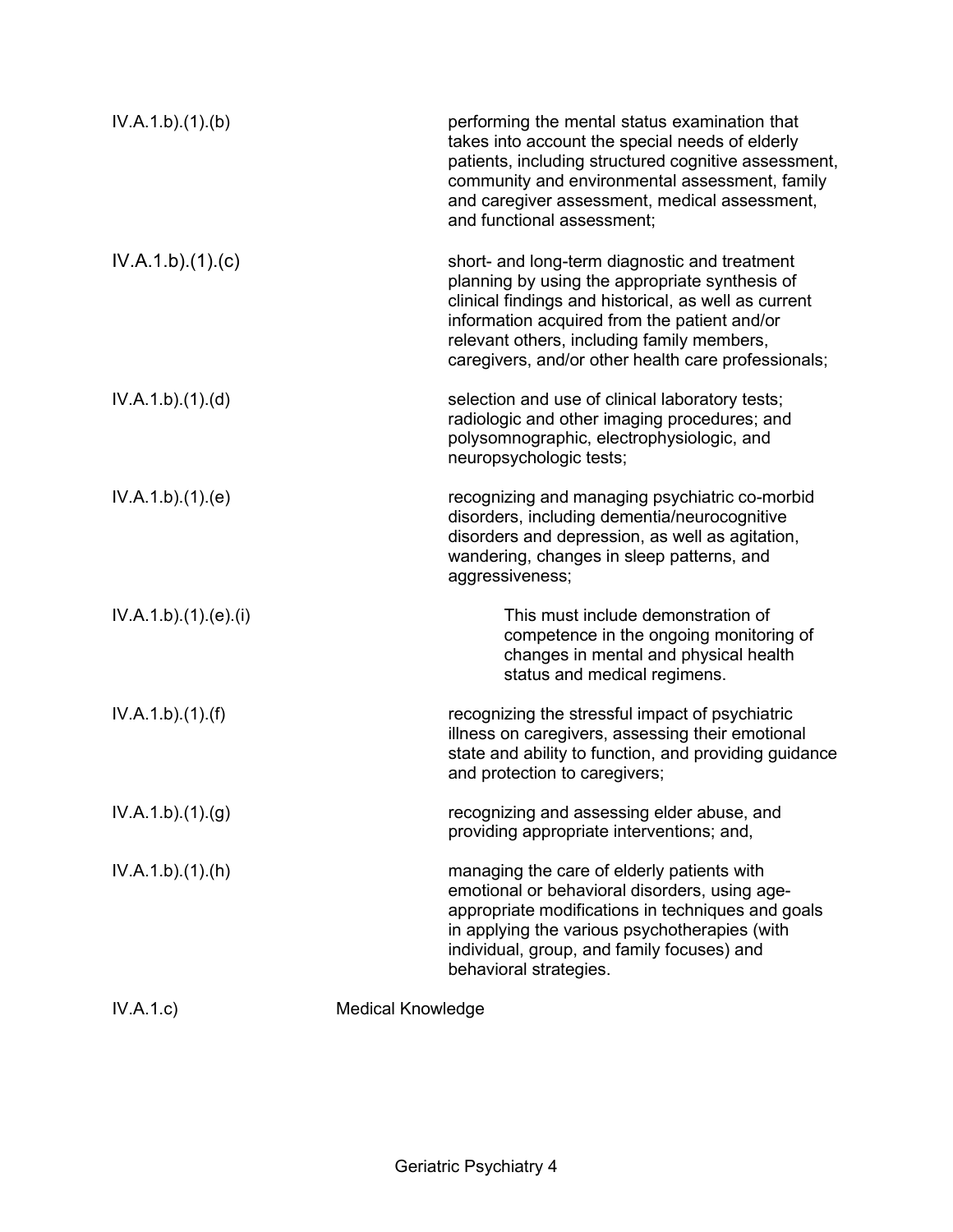| | |
|---|---|
| IV.A.1.b).(1).(b) | performing the mental status examination that takes into account the special needs of elderly patients, including structured cognitive assessment, community and environmental assessment, family and caregiver assessment, medical assessment, and functional assessment; |
| IV.A.1.b).(1).(c) | short- and long-term diagnostic and treatment planning by using the appropriate synthesis of clinical findings and historical, as well as current information acquired from the patient and/or relevant others, including family members, caregivers, and/or other health care professionals; |
| IV.A.1.b).(1).(d) | selection and use of clinical laboratory tests; radiologic and other imaging procedures; and polysomnographic, electrophysiologic, and neuropsychologic tests; |
| IV.A.1.b).(1).(e) | recognizing and managing psychiatric co-morbid disorders, including dementia/neurocognitive disorders and depression, as well as agitation, wandering, changes in sleep patterns, and aggressiveness; |
| IV.A.1.b).(1).(e).(i) | This must include demonstration of competence in the ongoing monitoring of changes in mental and physical health status and medical regimens. |
| IV.A.1.b).(1).(f) | recognizing the stressful impact of psychiatric illness on caregivers, assessing their emotional state and ability to function, and providing guidance and protection to caregivers; |
| IV.A.1.b).(1).(g) | recognizing and assessing elder abuse, and providing appropriate interventions; and, |
| IV.A.1.b).(1).(h) | managing the care of elderly patients with emotional or behavioral disorders, using age-appropriate modifications in techniques and goals in applying the various psychotherapies (with individual, group, and family focuses) and behavioral strategies. |
| IV.A.1.c) | Medical Knowledge |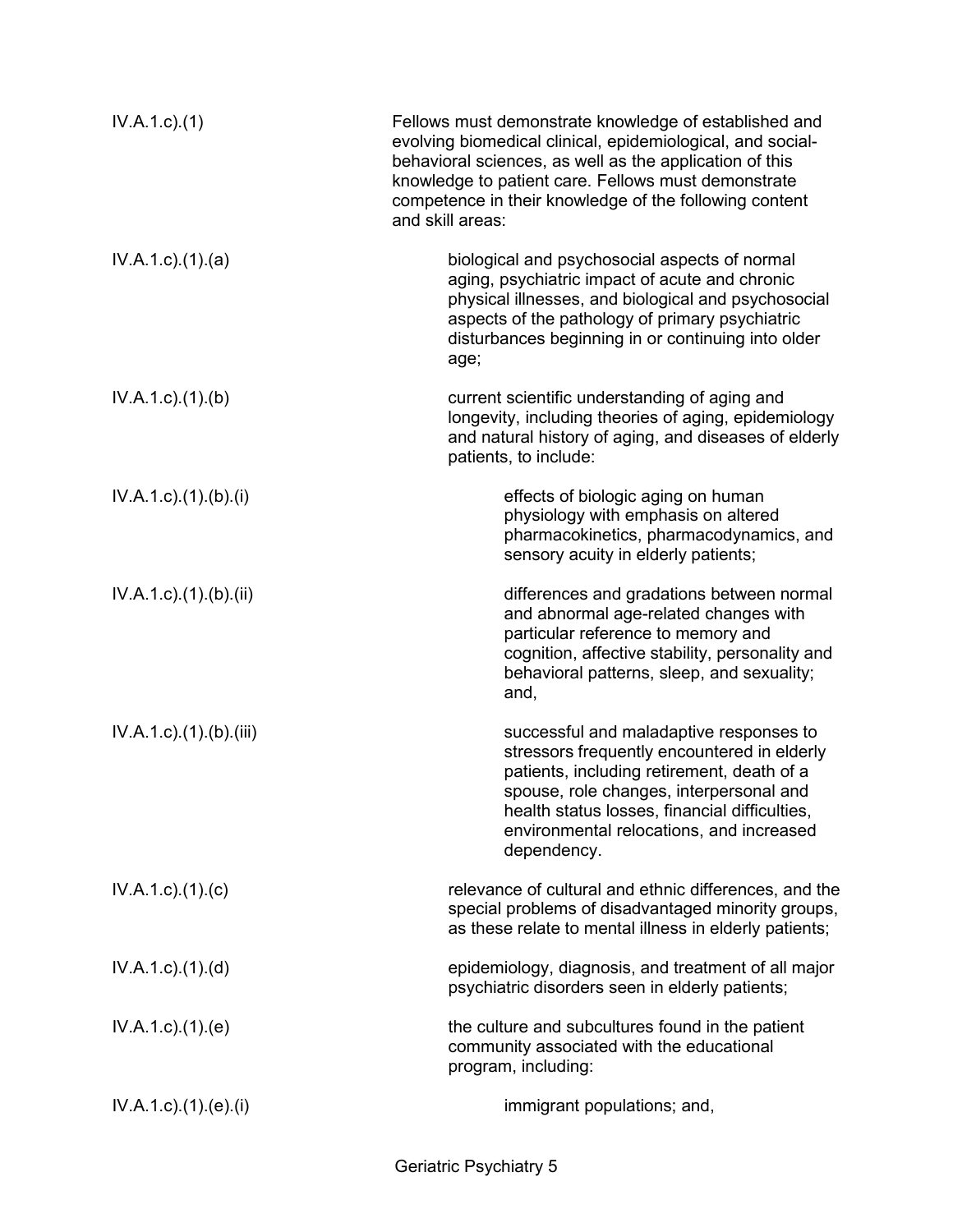| | |
|---|---|
| IV.A.1.c).(1) | Fellows must demonstrate knowledge of established and evolving biomedical clinical, epidemiological, and social-behavioral sciences, as well as the application of this knowledge to patient care. Fellows must demonstrate competence in their knowledge of the following content and skill areas: |
| IV.A.1.c).(1).(a) | biological and psychosocial aspects of normal aging, psychiatric impact of acute and chronic physical illnesses, and biological and psychosocial aspects of the pathology of primary psychiatric disturbances beginning in or continuing into older age; |
| IV.A.1.c).(1).(b) | current scientific understanding of aging and longevity, including theories of aging, epidemiology and natural history of aging, and diseases of elderly patients, to include: |
| IV.A.1.c).(1).(b).(i) | effects of biologic aging on human physiology with emphasis on altered pharmacokinetics, pharmacodynamics, and sensory acuity in elderly patients; |
| IV.A.1.c).(1).(b).(ii) | differences and gradations between normal and abnormal age-related changes with particular reference to memory and cognition, affective stability, personality and behavioral patterns, sleep, and sexuality; and, |
| IV.A.1.c).(1).(b).(iii) | successful and maladaptive responses to stressors frequently encountered in elderly patients, including retirement, death of a spouse, role changes, interpersonal and health status losses, financial difficulties, environmental relocations, and increased dependency. |
| IV.A.1.c).(1).(c) | relevance of cultural and ethnic differences, and the special problems of disadvantaged minority groups, as these relate to mental illness in elderly patients; |
| IV.A.1.c).(1).(d) | epidemiology, diagnosis, and treatment of all major psychiatric disorders seen in elderly patients; |
| IV.A.1.c).(1).(e) | the culture and subcultures found in the patient community associated with the educational program, including: |
| IV.A.1.c).(1).(e).(i) | immigrant populations; and, |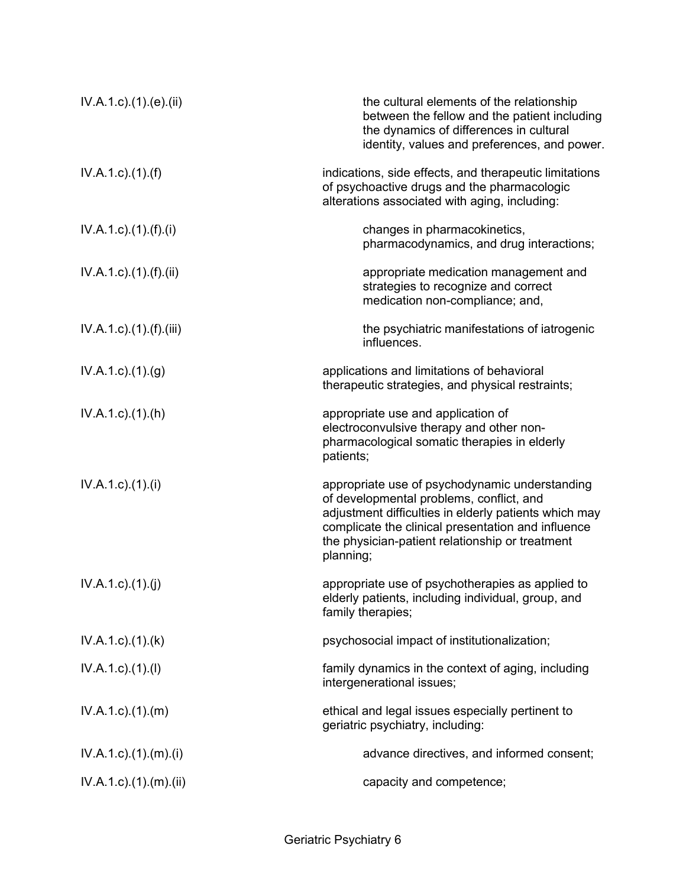| | |
|---|---|
| IV.A.1.c).(1).(e).(ii) | the cultural elements of the relationship between the fellow and the patient including the dynamics of differences in cultural identity, values and preferences, and power. |
| IV.A.1.c).(1).(f) | indications, side effects, and therapeutic limitations of psychoactive drugs and the pharmacologic alterations associated with aging, including: |
| IV.A.1.c).(1).(f).(i) | changes in pharmacokinetics, pharmacodynamics, and drug interactions; |
| IV.A.1.c).(1).(f).(ii) | appropriate medication management and strategies to recognize and correct medication non-compliance; and, |
| IV.A.1.c).(1).(f).(iii) | the psychiatric manifestations of iatrogenic influences. |
| IV.A.1.c).(1).(g) | applications and limitations of behavioral therapeutic strategies, and physical restraints; |
| IV.A.1.c).(1).(h) | appropriate use and application of electroconvulsive therapy and other non-pharmacological somatic therapies in elderly patients; |
| IV.A.1.c).(1).(i) | appropriate use of psychodynamic understanding of developmental problems, conflict, and adjustment difficulties in elderly patients which may complicate the clinical presentation and influence the physician-patient relationship or treatment planning; |
| IV.A.1.c).(1).(j) | appropriate use of psychotherapies as applied to elderly patients, including individual, group, and family therapies; |
| IV.A.1.c).(1).(k) | psychosocial impact of institutionalization; |
| IV.A.1.c).(1).(l) | family dynamics in the context of aging, including intergenerational issues; |
| IV.A.1.c).(1).(m) | ethical and legal issues especially pertinent to geriatric psychiatry, including: |
| IV.A.1.c).(1).(m).(i) | advance directives, and informed consent; |
| IV.A.1.c).(1).(m).(ii) | capacity and competence; |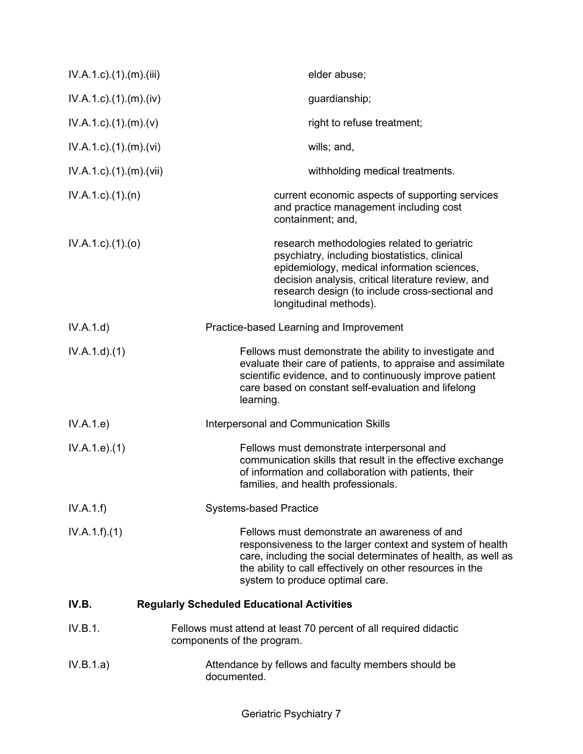IV.A.1.c).(1).(m).(iii) elder abuse;

IV.A.1.c).(1).(m).(iv) guardianship;

IV.A.1.c).(1).(m).(v) right to refuse treatment;

IV.A.1.c).(1).(m).(vi) wills; and,

IV.A.1.c).(1).(m).(vii) withholding medical treatments.

IV.A.1.c).(1).(n) current economic aspects of supporting services and practice management including cost containment; and,

IV.A.1.c).(1).(o) research methodologies related to geriatric psychiatry, including biostatistics, clinical epidemiology, medical information sciences, decision analysis, critical literature review, and research design (to include cross-sectional and longitudinal methods).

IV.A.1.d) Practice-based Learning and Improvement

IV.A.1.d).(1) Fellows must demonstrate the ability to investigate and evaluate their care of patients, to appraise and assimilate scientific evidence, and to continuously improve patient care based on constant self-evaluation and lifelong learning.

IV.A.1.e) Interpersonal and Communication Skills

IV.A.1.e).(1) Fellows must demonstrate interpersonal and communication skills that result in the effective exchange of information and collaboration with patients, their families, and health professionals.

IV.A.1.f) Systems-based Practice

IV.A.1.f).(1) Fellows must demonstrate an awareness of and responsiveness to the larger context and system of health care, including the social determinates of health, as well as the ability to call effectively on other resources in the system to produce optimal care.

**IV.B. Regularly Scheduled Educational Activities**

IV.B.1. Fellows must attend at least 70 percent of all required didactic components of the program.

IV.B.1.a) Attendance by fellows and faculty members should be documented.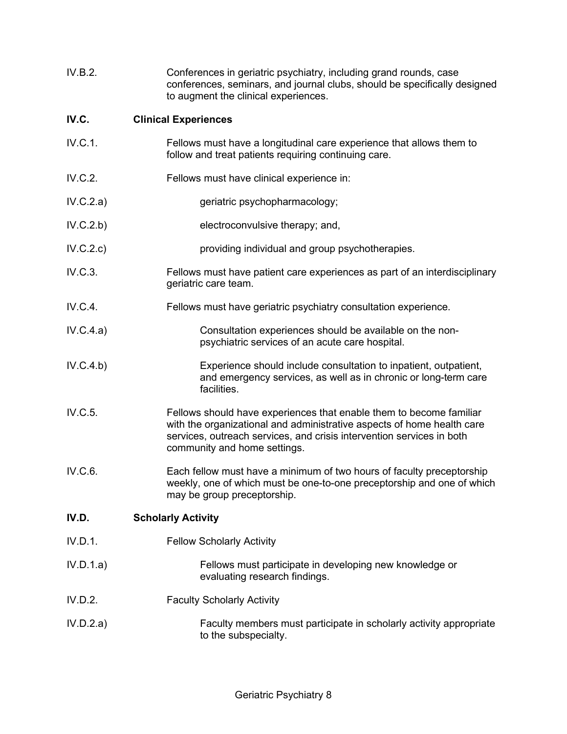IV.B.2. Conferences in geriatric psychiatry, including grand rounds, case conferences, seminars, and journal clubs, should be specifically designed to augment the clinical experiences.

**IV.C. Clinical Experiences**

IV.C.1. Fellows must have a longitudinal care experience that allows them to follow and treat patients requiring continuing care.

IV.C.2. Fellows must have clinical experience in:

IV.C.2.a) geriatric psychopharmacology;

IV.C.2.b) electroconvulsive therapy; and,

IV.C.2.c) providing individual and group psychotherapies.

IV.C.3. Fellows must have patient care experiences as part of an interdisciplinary geriatric care team.

IV.C.4. Fellows must have geriatric psychiatry consultation experience.

IV.C.4.a) Consultation experiences should be available on the non-psychiatric services of an acute care hospital.

IV.C.4.b) Experience should include consultation to inpatient, outpatient, and emergency services, as well as in chronic or long-term care facilities.

IV.C.5. Fellows should have experiences that enable them to become familiar with the organizational and administrative aspects of home health care services, outreach services, and crisis intervention services in both community and home settings.

IV.C.6. Each fellow must have a minimum of two hours of faculty preceptorship weekly, one of which must be one-to-one preceptorship and one of which may be group preceptorship.

**IV.D. Scholarly Activity**

IV.D.1. Fellow Scholarly Activity

IV.D.1.a) Fellows must participate in developing new knowledge or evaluating research findings.

IV.D.2. Faculty Scholarly Activity

IV.D.2.a) Faculty members must participate in scholarly activity appropriate to the subspecialty.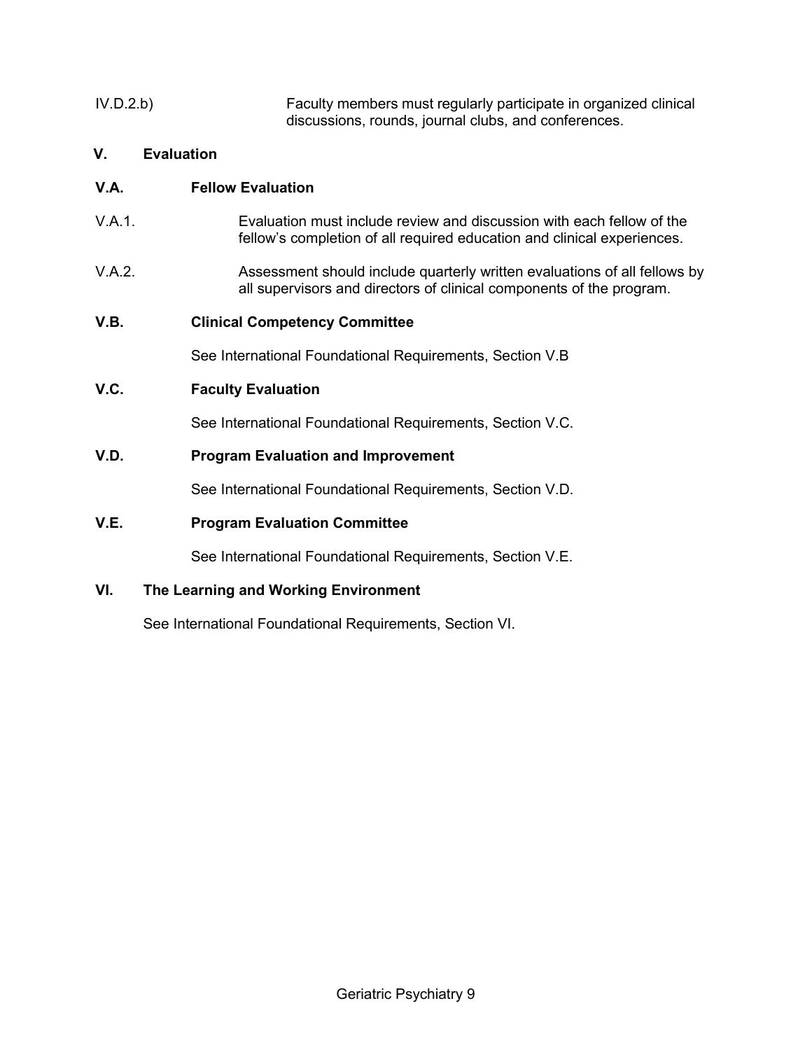IV.D.2.b) Faculty members must regularly participate in organized clinical discussions, rounds, journal clubs, and conferences.

## V. Evaluation

### V.A. Fellow Evaluation

V.A.1. Evaluation must include review and discussion with each fellow of the fellow's completion of all required education and clinical experiences.

V.A.2. Assessment should include quarterly written evaluations of all fellows by all supervisors and directors of clinical components of the program.

### V.B. Clinical Competency Committee

See International Foundational Requirements, Section V.B

### V.C. Faculty Evaluation

See International Foundational Requirements, Section V.C.

### V.D. Program Evaluation and Improvement

See International Foundational Requirements, Section V.D.

### V.E. Program Evaluation Committee

See International Foundational Requirements, Section V.E.

## VI. The Learning and Working Environment

See International Foundational Requirements, Section VI.